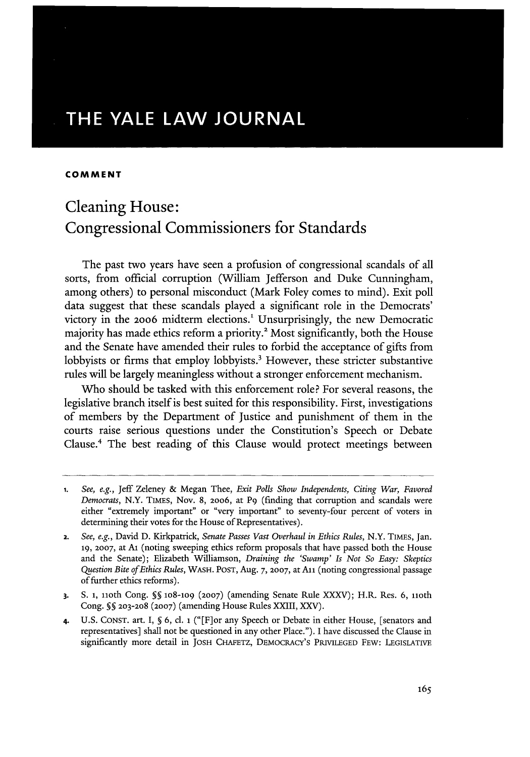# THE YALE LAW JOURNAL

**COMMENT**

## Cleaning House: Congressional Commissioners for Standards

The past two years have seen a profusion of congressional scandals of all sorts, from official corruption (William Jefferson and Duke Cunningham, among others) to personal misconduct (Mark Foley comes to mind). Exit poll data suggest that these scandals played a significant role in the Democrats' victory in the 2006 midterm elections.[1] Unsurprisingly, the new Democratic majority has made ethics reform a priority.[2] Most significantly, both the House and the Senate have amended their rules to forbid the acceptance of gifts from lobbyists or firms that employ lobbyists.[3] However, these stricter substantive rules will be largely meaningless without a stronger enforcement mechanism.

Who should be tasked with this enforcement role? For several reasons, the legislative branch itself is best suited for this responsibility. First, investigations of members by the Department of Justice and punishment of them in the courts raise serious questions under the Constitution's Speech or Debate Clause.[4] The best reading of this Clause would protect meetings between

---

1. *See, e.g.*, Jeff Zeleney & Megan Thee, *Exit Polls Show Independents, Citing War, Favored Democrats*, N.Y. TIMES, Nov. 8, 2006, at P9 (finding that corruption and scandals were either "extremely important" or "very important" to seventy-four percent of voters in determining their votes for the House of Representatives).

2. *See, e.g.*, David D. Kirkpatrick, *Senate Passes Vast Overhaul in Ethics Rules*, N.Y. TIMES, Jan. 19, 2007, at A1 (noting sweeping ethics reform proposals that have passed both the House and the Senate); Elizabeth Williamson, *Draining the 'Swamp' Is Not So Easy: Skeptics Question Bite of Ethics Rules*, WASH. POST, Aug. 7, 2007, at A11 (noting congressional passage of further ethics reforms).

3. S. 1, 110th Cong. §§ 108-109 (2007) (amending Senate Rule XXXV); H.R. Res. 6, 110th Cong. §§ 203-208 (2007) (amending House Rules XXIII, XXV).

4. U.S. CONST. art. I, § 6, cl. 1 ("[F]or any Speech or Debate in either House, [senators and representatives] shall not be questioned in any other Place."). I have discussed the Clause in significantly more detail in JOSH CHAFETZ, DEMOCRACY'S PRIVILEGED FEW: LEGISLATIVE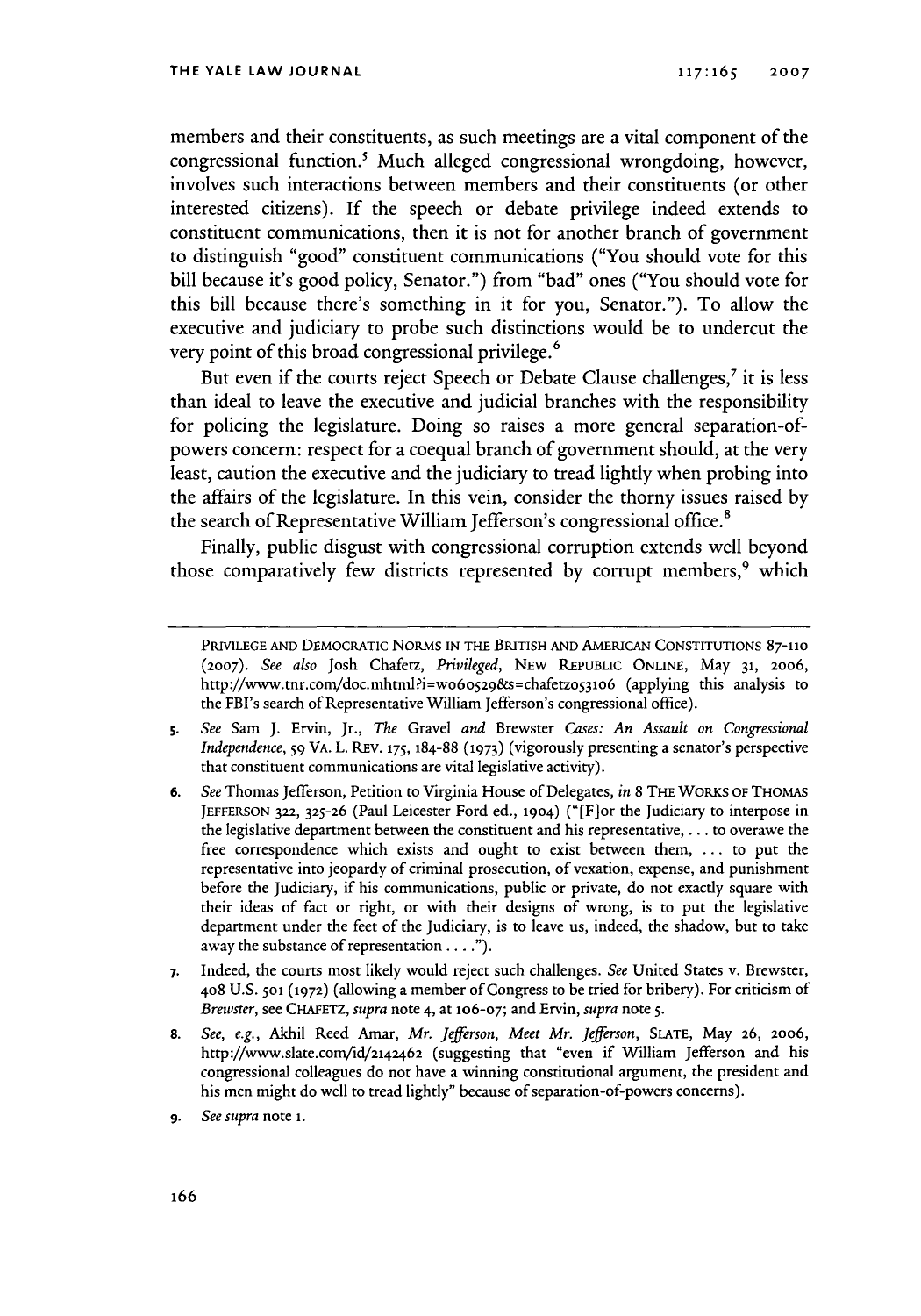members and their constituents, as such meetings are a vital component of the congressional function.[5] Much alleged congressional wrongdoing, however, involves such interactions between members and their constituents (or other interested citizens). If the speech or debate privilege indeed extends to constituent communications, then it is not for another branch of government to distinguish "good" constituent communications ("You should vote for this bill because it's good policy, Senator.") from "bad" ones ("You should vote for this bill because there's something in it for you, Senator."). To allow the executive and judiciary to probe such distinctions would be to undercut the very point of this broad congressional privilege.[6]

But even if the courts reject Speech or Debate Clause challenges,[7] it is less than ideal to leave the executive and judicial branches with the responsibility for policing the legislature. Doing so raises a more general separation-of-powers concern: respect for a coequal branch of government should, at the very least, caution the executive and the judiciary to tread lightly when probing into the affairs of the legislature. In this vein, consider the thorny issues raised by the search of Representative William Jefferson's congressional office.[8]

Finally, public disgust with congressional corruption extends well beyond those comparatively few districts represented by corrupt members,[9] which

---

PRIVILEGE AND DEMOCRATIC NORMS IN THE BRITISH AND AMERICAN CONSTITUTIONS 87-110 (2007). *See also* Josh Chafetz, *Privileged*, NEW REPUBLIC ONLINE, May 31, 2006, http://www.tnr.com/doc.mhtml?i=w060529&s=chafetz053106 (applying this analysis to the FBI's search of Representative William Jefferson's congressional office).

5. *See* Sam J. Ervin, Jr., *The* Gravel *and* Brewster *Cases: An Assault on Congressional Independence*, 59 VA. L. REV. 175, 184-88 (1973) (vigorously presenting a senator's perspective that constituent communications are vital legislative activity).

6. *See* Thomas Jefferson, Petition to Virginia House of Delegates, *in* 8 THE WORKS OF THOMAS JEFFERSON 322, 325-26 (Paul Leicester Ford ed., 1904) ("[F]or the Judiciary to interpose in the legislative department between the constituent and his representative, . . . to overawe the free correspondence which exists and ought to exist between them, . . . to put the representative into jeopardy of criminal prosecution, of vexation, expense, and punishment before the Judiciary, if his communications, public or private, do not exactly square with their ideas of fact or right, or with their designs of wrong, is to put the legislative department under the feet of the Judiciary, is to leave us, indeed, the shadow, but to take away the substance of representation . . . .").

7. Indeed, the courts most likely would reject such challenges. *See* United States v. Brewster, 408 U.S. 501 (1972) (allowing a member of Congress to be tried for bribery). For criticism of *Brewster*, see CHAFETZ, *supra* note 4, at 106-07; and Ervin, *supra* note 5.

8. *See, e.g.*, Akhil Reed Amar, *Mr. Jefferson, Meet Mr. Jefferson*, SLATE, May 26, 2006, http://www.slate.com/id/2142462 (suggesting that "even if William Jefferson and his congressional colleagues do not have a winning constitutional argument, the president and his men might do well to tread lightly" because of separation-of-powers concerns).

9. *See supra* note 1.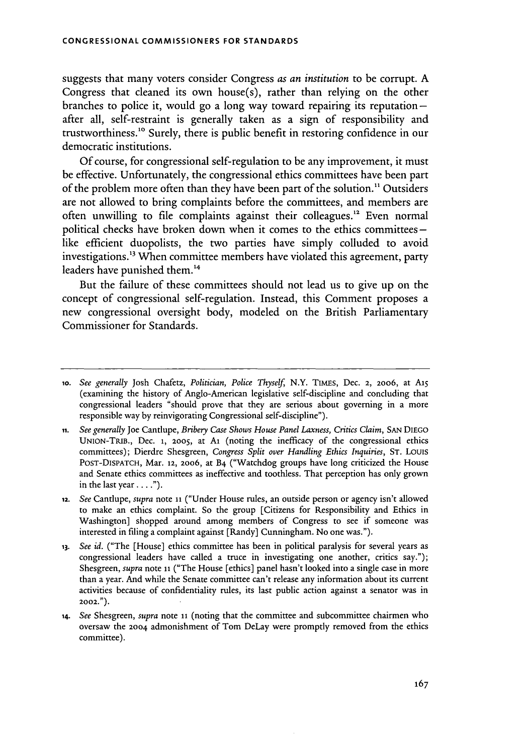suggests that many voters consider Congress *as an institution* to be corrupt. A Congress that cleaned its own house(s), rather than relying on the other branches to police it, would go a long way toward repairing its reputation—after all, self-restraint is generally taken as a sign of responsibility and trustworthiness.[10] Surely, there is public benefit in restoring confidence in our democratic institutions.

Of course, for congressional self-regulation to be any improvement, it must be effective. Unfortunately, the congressional ethics committees have been part of the problem more often than they have been part of the solution.[11] Outsiders are not allowed to bring complaints before the committees, and members are often unwilling to file complaints against their colleagues.[12] Even normal political checks have broken down when it comes to the ethics committees—like efficient duopolists, the two parties have simply colluded to avoid investigations.[13] When committee members have violated this agreement, party leaders have punished them.[14]

But the failure of these committees should not lead us to give up on the concept of congressional self-regulation. Instead, this Comment proposes a new congressional oversight body, modeled on the British Parliamentary Commissioner for Standards.

---

10. *See generally* Josh Chafetz, *Politician, Police Thyself*, N.Y. TIMES, Dec. 2, 2006, at A15 (examining the history of Anglo-American legislative self-discipline and concluding that congressional leaders "should prove that they are serious about governing in a more responsible way by reinvigorating Congressional self-discipline").

11. *See generally* Joe Cantlupe, *Bribery Case Shows House Panel Laxness, Critics Claim*, SAN DIEGO UNION-TRIB., Dec. 1, 2005, at A1 (noting the inefficacy of the congressional ethics committees); Dierdre Shesgreen, *Congress Split over Handling Ethics Inquiries*, ST. LOUIS POST-DISPATCH, Mar. 12, 2006, at B4 ("Watchdog groups have long criticized the House and Senate ethics committees as ineffective and toothless. That perception has only grown in the last year . . . .").

12. *See* Cantlupe, *supra* note 11 ("Under House rules, an outside person or agency isn't allowed to make an ethics complaint. So the group [Citizens for Responsibility and Ethics in Washington] shopped around among members of Congress to see if someone was interested in filing a complaint against [Randy] Cunningham. No one was.").

13. *See id.* ("The [House] ethics committee has been in political paralysis for several years as congressional leaders have called a truce in investigating one another, critics say."); Shesgreen, *supra* note 11 ("The House [ethics] panel hasn't looked into a single case in more than a year. And while the Senate committee can't release any information about its current activities because of confidentiality rules, its last public action against a senator was in 2002.").

14. *See* Shesgreen, *supra* note 11 (noting that the committee and subcommittee chairmen who oversaw the 2004 admonishment of Tom DeLay were promptly removed from the ethics committee).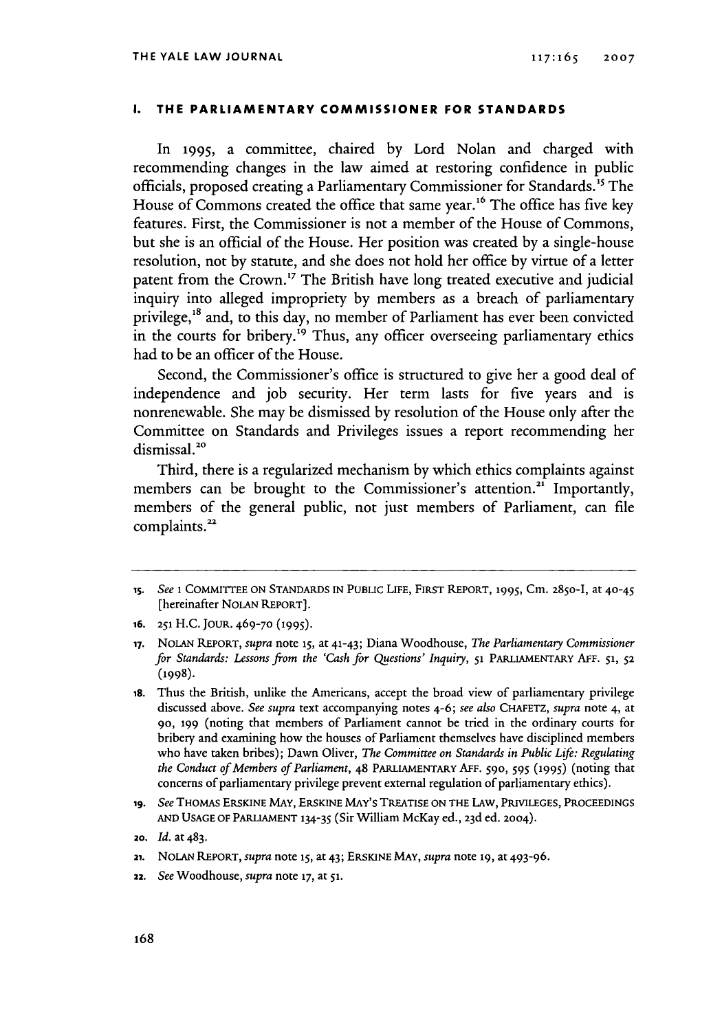## I. THE PARLIAMENTARY COMMISSIONER FOR STANDARDS

In 1995, a committee, chaired by Lord Nolan and charged with recommending changes in the law aimed at restoring confidence in public officials, proposed creating a Parliamentary Commissioner for Standards.[15] The House of Commons created the office that same year.[16] The office has five key features. First, the Commissioner is not a member of the House of Commons, but she is an official of the House. Her position was created by a single-house resolution, not by statute, and she does not hold her office by virtue of a letter patent from the Crown.[17] The British have long treated executive and judicial inquiry into alleged impropriety by members as a breach of parliamentary privilege,[18] and, to this day, no member of Parliament has ever been convicted in the courts for bribery.[19] Thus, any officer overseeing parliamentary ethics had to be an officer of the House.

Second, the Commissioner's office is structured to give her a good deal of independence and job security. Her term lasts for five years and is nonrenewable. She may be dismissed by resolution of the House only after the Committee on Standards and Privileges issues a report recommending her dismissal.[20]

Third, there is a regularized mechanism by which ethics complaints against members can be brought to the Commissioner's attention.[21] Importantly, members of the general public, not just members of Parliament, can file complaints.[22]

---

15. *See* 1 COMMITTEE ON STANDARDS IN PUBLIC LIFE, FIRST REPORT, 1995, Cm. 2850-I, at 40-45 [hereinafter NOLAN REPORT].

16. 251 H.C. JOUR. 469-70 (1995).

17. NOLAN REPORT, *supra* note 15, at 41-43; Diana Woodhouse, *The Parliamentary Commissioner for Standards: Lessons from the 'Cash for Questions' Inquiry*, 51 PARLIAMENTARY AFF. 51, 52 (1998).

18. Thus the British, unlike the Americans, accept the broad view of parliamentary privilege discussed above. *See supra* text accompanying notes 4-6; *see also* CHAFETZ, *supra* note 4, at 90, 199 (noting that members of Parliament cannot be tried in the ordinary courts for bribery and examining how the houses of Parliament themselves have disciplined members who have taken bribes); Dawn Oliver, *The Committee on Standards in Public Life: Regulating the Conduct of Members of Parliament*, 48 PARLIAMENTARY AFF. 590, 595 (1995) (noting that concerns of parliamentary privilege prevent external regulation of parliamentary ethics).

19. *See* THOMAS ERSKINE MAY, ERSKINE MAY'S TREATISE ON THE LAW, PRIVILEGES, PROCEEDINGS AND USAGE OF PARLIAMENT 134-35 (Sir William McKay ed., 23d ed. 2004).

20. *Id.* at 483.

21. NOLAN REPORT, *supra* note 15, at 43; ERSKINE MAY, *supra* note 19, at 493-96.

22. *See* Woodhouse, *supra* note 17, at 51.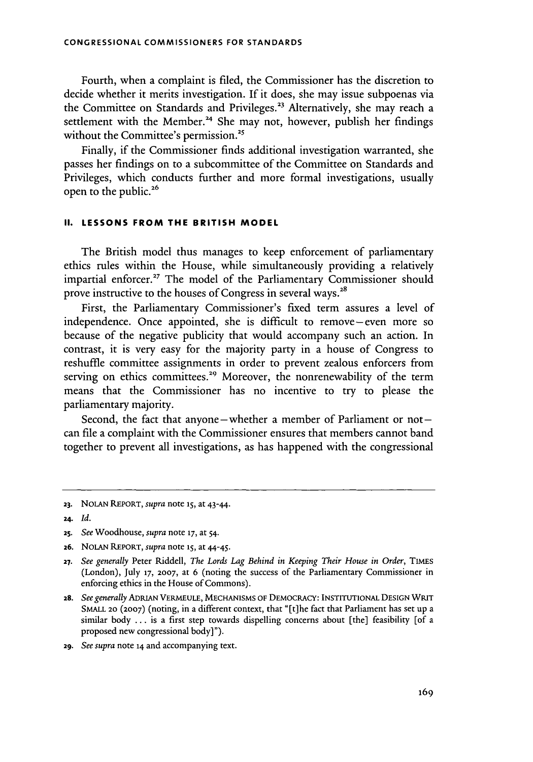Fourth, when a complaint is filed, the Commissioner has the discretion to decide whether it merits investigation. If it does, she may issue subpoenas via the Committee on Standards and Privileges.[23] Alternatively, she may reach a settlement with the Member.[24] She may not, however, publish her findings without the Committee's permission.[25]

Finally, if the Commissioner finds additional investigation warranted, she passes her findings on to a subcommittee of the Committee on Standards and Privileges, which conducts further and more formal investigations, usually open to the public.[26]

## II. LESSONS FROM THE BRITISH MODEL

The British model thus manages to keep enforcement of parliamentary ethics rules within the House, while simultaneously providing a relatively impartial enforcer.[27] The model of the Parliamentary Commissioner should prove instructive to the houses of Congress in several ways.[28]

First, the Parliamentary Commissioner's fixed term assures a level of independence. Once appointed, she is difficult to remove—even more so because of the negative publicity that would accompany such an action. In contrast, it is very easy for the majority party in a house of Congress to reshuffle committee assignments in order to prevent zealous enforcers from serving on ethics committees.[29] Moreover, the nonrenewability of the term means that the Commissioner has no incentive to try to please the parliamentary majority.

Second, the fact that anyone—whether a member of Parliament or not—can file a complaint with the Commissioner ensures that members cannot band together to prevent all investigations, as has happened with the congressional

---

23. NOLAN REPORT, *supra* note 15, at 43-44.

24. *Id.*

25. *See* Woodhouse, *supra* note 17, at 54.

26. NOLAN REPORT, *supra* note 15, at 44-45.

27. *See generally* Peter Riddell, *The Lords Lag Behind in Keeping Their House in Order*, TIMES (London), July 17, 2007, at 6 (noting the success of the Parliamentary Commissioner in enforcing ethics in the House of Commons).

28. *See generally* ADRIAN VERMEULE, MECHANISMS OF DEMOCRACY: INSTITUTIONAL DESIGN WRIT SMALL 20 (2007) (noting, in a different context, that "[t]he fact that Parliament has set up a similar body ... is a first step towards dispelling concerns about [the] feasibility [of a proposed new congressional body]").

29. *See supra* note 14 and accompanying text.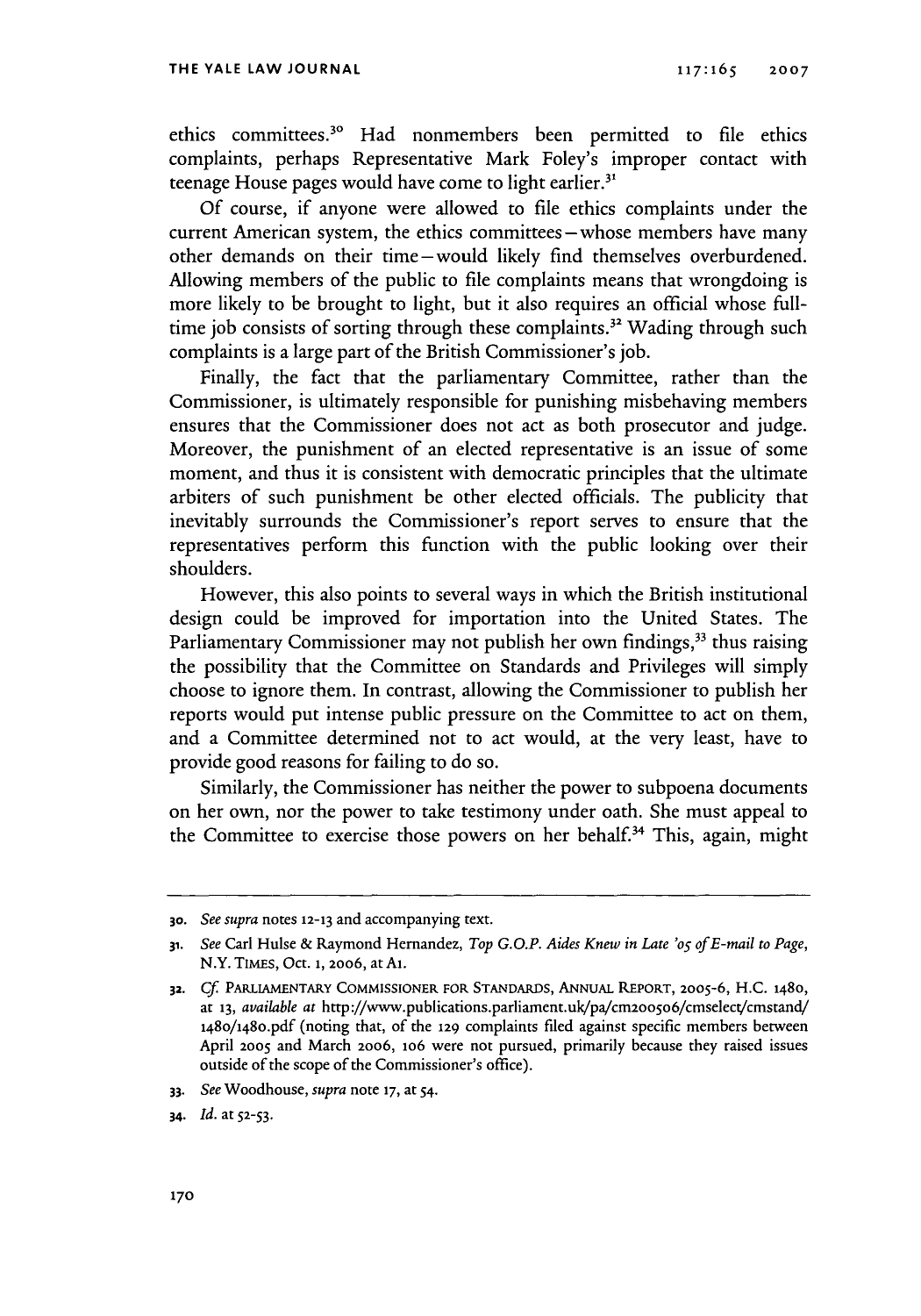ethics committees.[30] Had nonmembers been permitted to file ethics complaints, perhaps Representative Mark Foley's improper contact with teenage House pages would have come to light earlier.[31]

Of course, if anyone were allowed to file ethics complaints under the current American system, the ethics committees—whose members have many other demands on their time—would likely find themselves overburdened. Allowing members of the public to file complaints means that wrongdoing is more likely to be brought to light, but it also requires an official whose full-time job consists of sorting through these complaints.[32] Wading through such complaints is a large part of the British Commissioner's job.

Finally, the fact that the parliamentary Committee, rather than the Commissioner, is ultimately responsible for punishing misbehaving members ensures that the Commissioner does not act as both prosecutor and judge. Moreover, the punishment of an elected representative is an issue of some moment, and thus it is consistent with democratic principles that the ultimate arbiters of such punishment be other elected officials. The publicity that inevitably surrounds the Commissioner's report serves to ensure that the representatives perform this function with the public looking over their shoulders.

However, this also points to several ways in which the British institutional design could be improved for importation into the United States. The Parliamentary Commissioner may not publish her own findings,[33] thus raising the possibility that the Committee on Standards and Privileges will simply choose to ignore them. In contrast, allowing the Commissioner to publish her reports would put intense public pressure on the Committee to act on them, and a Committee determined not to act would, at the very least, have to provide good reasons for failing to do so.

Similarly, the Commissioner has neither the power to subpoena documents on her own, nor the power to take testimony under oath. She must appeal to the Committee to exercise those powers on her behalf.[34] This, again, might

---

30. *See supra* notes 12-13 and accompanying text.

31. *See* Carl Hulse & Raymond Hernandez, *Top G.O.P. Aides Knew in Late '05 of E-mail to Page*, N.Y. TIMES, Oct. 1, 2006, at A1.

32. *Cf.* PARLIAMENTARY COMMISSIONER FOR STANDARDS, ANNUAL REPORT, 2005-6, H.C. 1480, at 13, *available at* http://www.publications.parliament.uk/pa/cm200506/cmselect/cmstand/1480/1480.pdf (noting that, of the 129 complaints filed against specific members between April 2005 and March 2006, 106 were not pursued, primarily because they raised issues outside of the scope of the Commissioner's office).

33. *See* Woodhouse, *supra* note 17, at 54.

34. *Id.* at 52-53.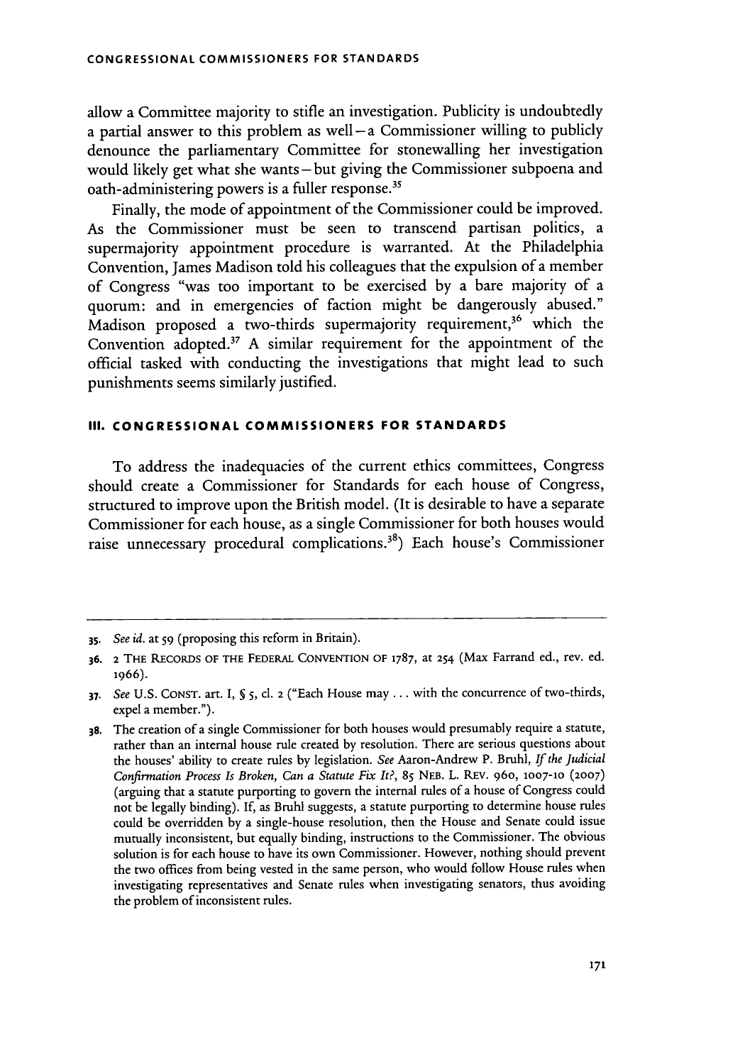allow a Committee majority to stifle an investigation. Publicity is undoubtedly a partial answer to this problem as well – a Commissioner willing to publicly denounce the parliamentary Committee for stonewalling her investigation would likely get what she wants – but giving the Commissioner subpoena and oath-administering powers is a fuller response.[35]

Finally, the mode of appointment of the Commissioner could be improved. As the Commissioner must be seen to transcend partisan politics, a supermajority appointment procedure is warranted. At the Philadelphia Convention, James Madison told his colleagues that the expulsion of a member of Congress "was too important to be exercised by a bare majority of a quorum: and in emergencies of faction might be dangerously abused." Madison proposed a two-thirds supermajority requirement,[36] which the Convention adopted.[37] A similar requirement for the appointment of the official tasked with conducting the investigations that might lead to such punishments seems similarly justified.

## III. CONGRESSIONAL COMMISSIONERS FOR STANDARDS

To address the inadequacies of the current ethics committees, Congress should create a Commissioner for Standards for each house of Congress, structured to improve upon the British model. (It is desirable to have a separate Commissioner for each house, as a single Commissioner for both houses would raise unnecessary procedural complications.[38]) Each house's Commissioner

---

35. *See id.* at 59 (proposing this reform in Britain).

36. 2 THE RECORDS OF THE FEDERAL CONVENTION OF 1787, at 254 (Max Farrand ed., rev. ed. 1966).

37. *See* U.S. CONST. art. I, § 5, cl. 2 ("Each House may . . . with the concurrence of two-thirds, expel a member.").

38. The creation of a single Commissioner for both houses would presumably require a statute, rather than an internal house rule created by resolution. There are serious questions about the houses' ability to create rules by legislation. *See* Aaron-Andrew P. Bruhl, *If the Judicial Confirmation Process Is Broken, Can a Statute Fix It?*, 85 NEB. L. REV. 960, 1007-10 (2007) (arguing that a statute purporting to govern the internal rules of a house of Congress could not be legally binding). If, as Bruhl suggests, a statute purporting to determine house rules could be overridden by a single-house resolution, then the House and Senate could issue mutually inconsistent, but equally binding, instructions to the Commissioner. The obvious solution is for each house to have its own Commissioner. However, nothing should prevent the two offices from being vested in the same person, who would follow House rules when investigating representatives and Senate rules when investigating senators, thus avoiding the problem of inconsistent rules.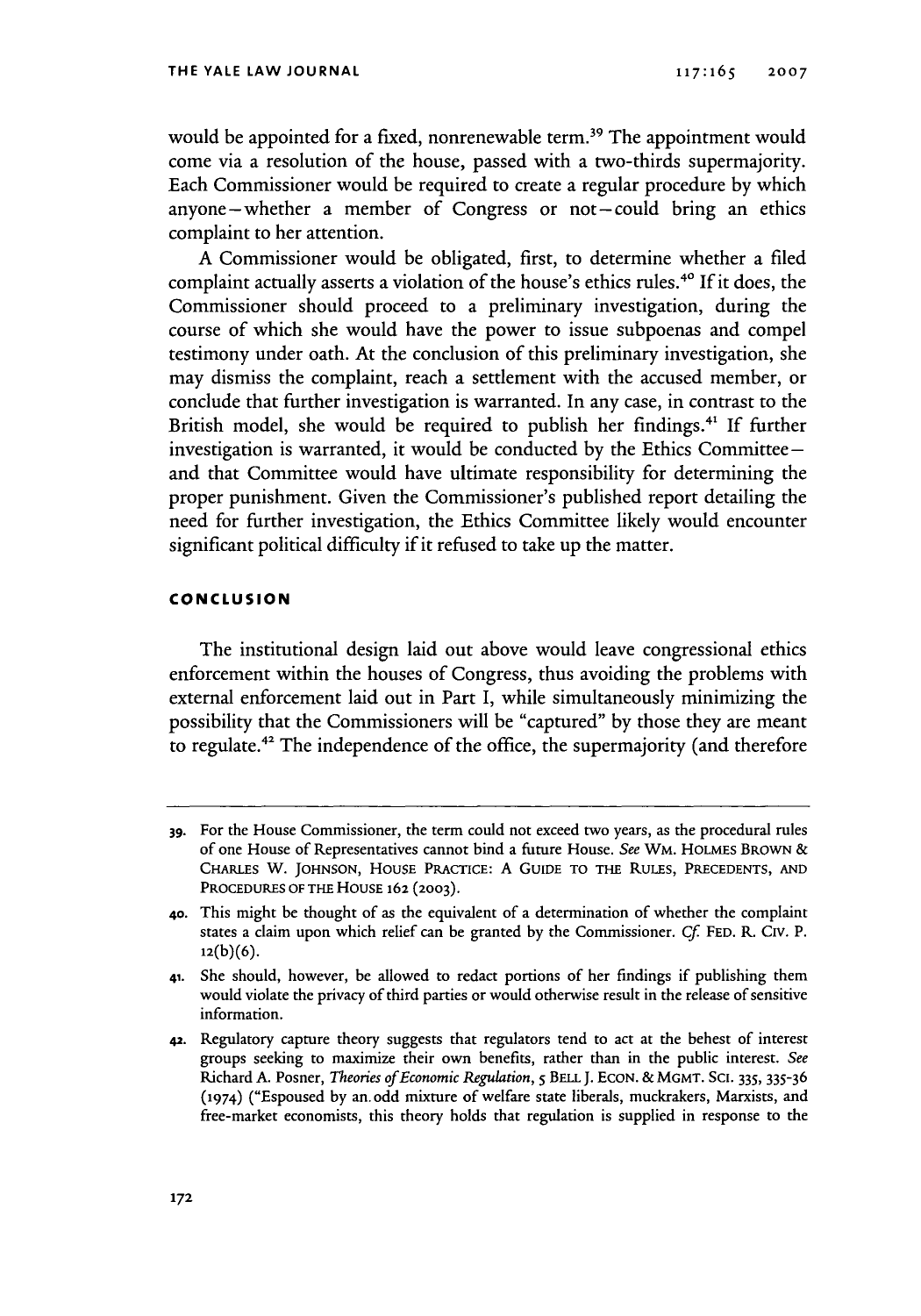would be appointed for a fixed, nonrenewable term.[39] The appointment would come via a resolution of the house, passed with a two-thirds supermajority. Each Commissioner would be required to create a regular procedure by which anyone—whether a member of Congress or not—could bring an ethics complaint to her attention.

A Commissioner would be obligated, first, to determine whether a filed complaint actually asserts a violation of the house's ethics rules.[40] If it does, the Commissioner should proceed to a preliminary investigation, during the course of which she would have the power to issue subpoenas and compel testimony under oath. At the conclusion of this preliminary investigation, she may dismiss the complaint, reach a settlement with the accused member, or conclude that further investigation is warranted. In any case, in contrast to the British model, she would be required to publish her findings.[41] If further investigation is warranted, it would be conducted by the Ethics Committee—and that Committee would have ultimate responsibility for determining the proper punishment. Given the Commissioner's published report detailing the need for further investigation, the Ethics Committee likely would encounter significant political difficulty if it refused to take up the matter.

## CONCLUSION

The institutional design laid out above would leave congressional ethics enforcement within the houses of Congress, thus avoiding the problems with external enforcement laid out in Part I, while simultaneously minimizing the possibility that the Commissioners will be "captured" by those they are meant to regulate.[42] The independence of the office, the supermajority (and therefore

---

39. For the House Commissioner, the term could not exceed two years, as the procedural rules of one House of Representatives cannot bind a future House. *See* WM. HOLMES BROWN & CHARLES W. JOHNSON, HOUSE PRACTICE: A GUIDE TO THE RULES, PRECEDENTS, AND PROCEDURES OF THE HOUSE 162 (2003).

40. This might be thought of as the equivalent of a determination of whether the complaint states a claim upon which relief can be granted by the Commissioner. *Cf.* FED. R. CIV. P. 12(b)(6).

41. She should, however, be allowed to redact portions of her findings if publishing them would violate the privacy of third parties or would otherwise result in the release of sensitive information.

42. Regulatory capture theory suggests that regulators tend to act at the behest of interest groups seeking to maximize their own benefits, rather than in the public interest. *See* Richard A. Posner, *Theories of Economic Regulation*, 5 BELL J. ECON. & MGMT. SCI. 335, 335-36 (1974) ("Espoused by an odd mixture of welfare state liberals, muckrakers, Marxists, and free-market economists, this theory holds that regulation is supplied in response to the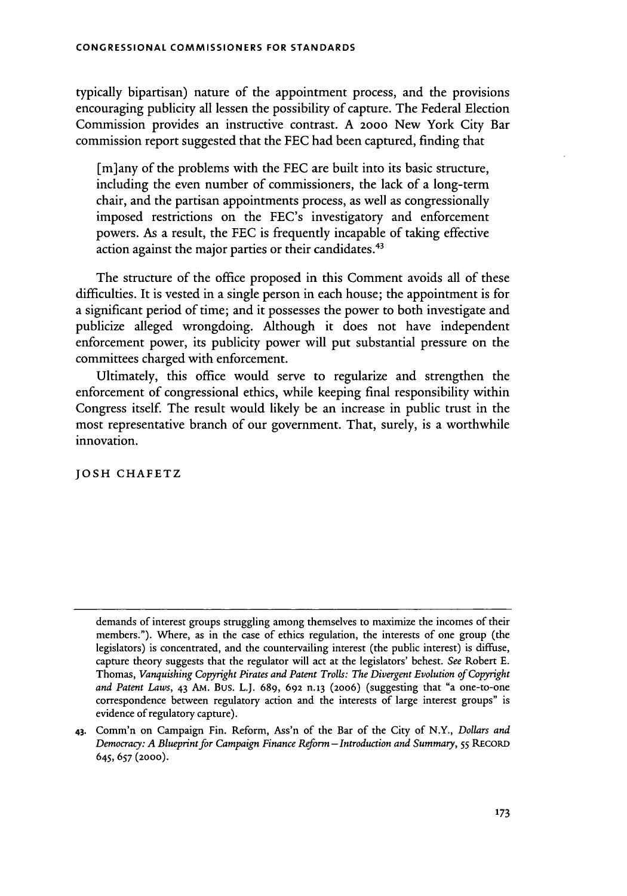typically bipartisan) nature of the appointment process, and the provisions encouraging publicity all lessen the possibility of capture. The Federal Election Commission provides an instructive contrast. A 2000 New York City Bar commission report suggested that the FEC had been captured, finding that

> [m]any of the problems with the FEC are built into its basic structure, including the even number of commissioners, the lack of a long-term chair, and the partisan appointments process, as well as congressionally imposed restrictions on the FEC's investigatory and enforcement powers. As a result, the FEC is frequently incapable of taking effective action against the major parties or their candidates.[43]

The structure of the office proposed in this Comment avoids all of these difficulties. It is vested in a single person in each house; the appointment is for a significant period of time; and it possesses the power to both investigate and publicize alleged wrongdoing. Although it does not have independent enforcement power, its publicity power will put substantial pressure on the committees charged with enforcement.

Ultimately, this office would serve to regularize and strengthen the enforcement of congressional ethics, while keeping final responsibility within Congress itself. The result would likely be an increase in public trust in the most representative branch of our government. That, surely, is a worthwhile innovation.

JOSH CHAFETZ

---

demands of interest groups struggling among themselves to maximize the incomes of their members."). Where, as in the case of ethics regulation, the interests of one group (the legislators) is concentrated, and the countervailing interest (the public interest) is diffuse, capture theory suggests that the regulator will act at the legislators' behest. *See* Robert E. Thomas, *Vanquishing Copyright Pirates and Patent Trolls: The Divergent Evolution of Copyright and Patent Laws*, 43 AM. BUS. L.J. 689, 692 n.13 (2006) (suggesting that "a one-to-one correspondence between regulatory action and the interests of large interest groups" is evidence of regulatory capture).

43. Comm'n on Campaign Fin. Reform, Ass'n of the Bar of the City of N.Y., *Dollars and Democracy: A Blueprint for Campaign Finance Reform – Introduction and Summary*, 55 RECORD 645, 657 (2000).